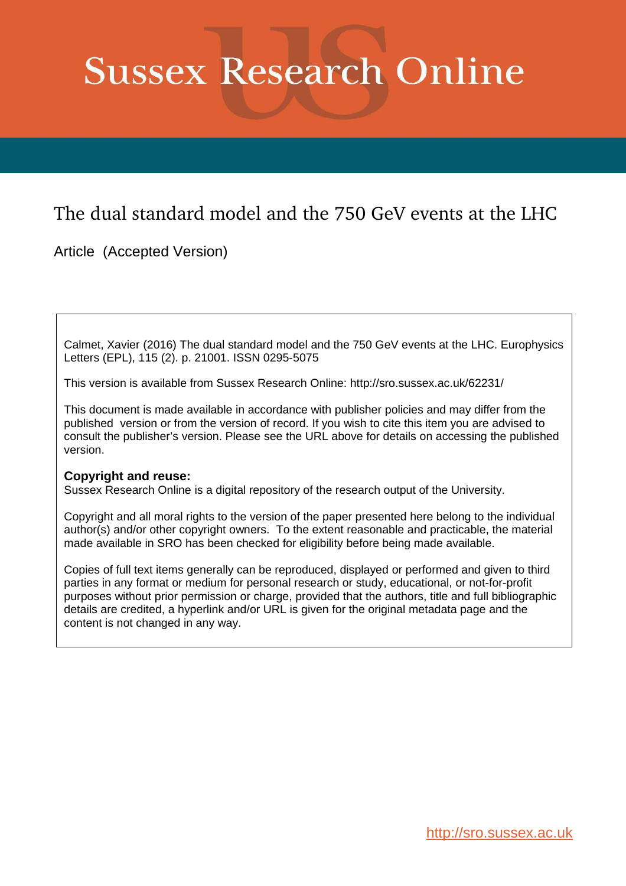# Sussex Research Online

## The dual standard model and the 750 GeV events at the LHC

Article (Accepted Version)

Calmet, Xavier (2016) The dual standard model and the 750 GeV events at the LHC. Europhysics Letters (EPL), 115 (2). p. 21001. ISSN 0295-5075

This version is available from Sussex Research Online: http://sro.sussex.ac.uk/62231/

This document is made available in accordance with publisher policies and may differ from the published version or from the version of record. If you wish to cite this item you are advised to consult the publisher's version. Please see the URL above for details on accessing the published version.

**Copyright and reuse:**
Sussex Research Online is a digital repository of the research output of the University.

Copyright and all moral rights to the version of the paper presented here belong to the individual author(s) and/or other copyright owners. To the extent reasonable and practicable, the material made available in SRO has been checked for eligibility before being made available.

Copies of full text items generally can be reproduced, displayed or performed and given to third parties in any format or medium for personal research or study, educational, or not-for-profit purposes without prior permission or charge, provided that the authors, title and full bibliographic details are credited, a hyperlink and/or URL is given for the original metadata page and the content is not changed in any way.

http://sro.sussex.ac.uk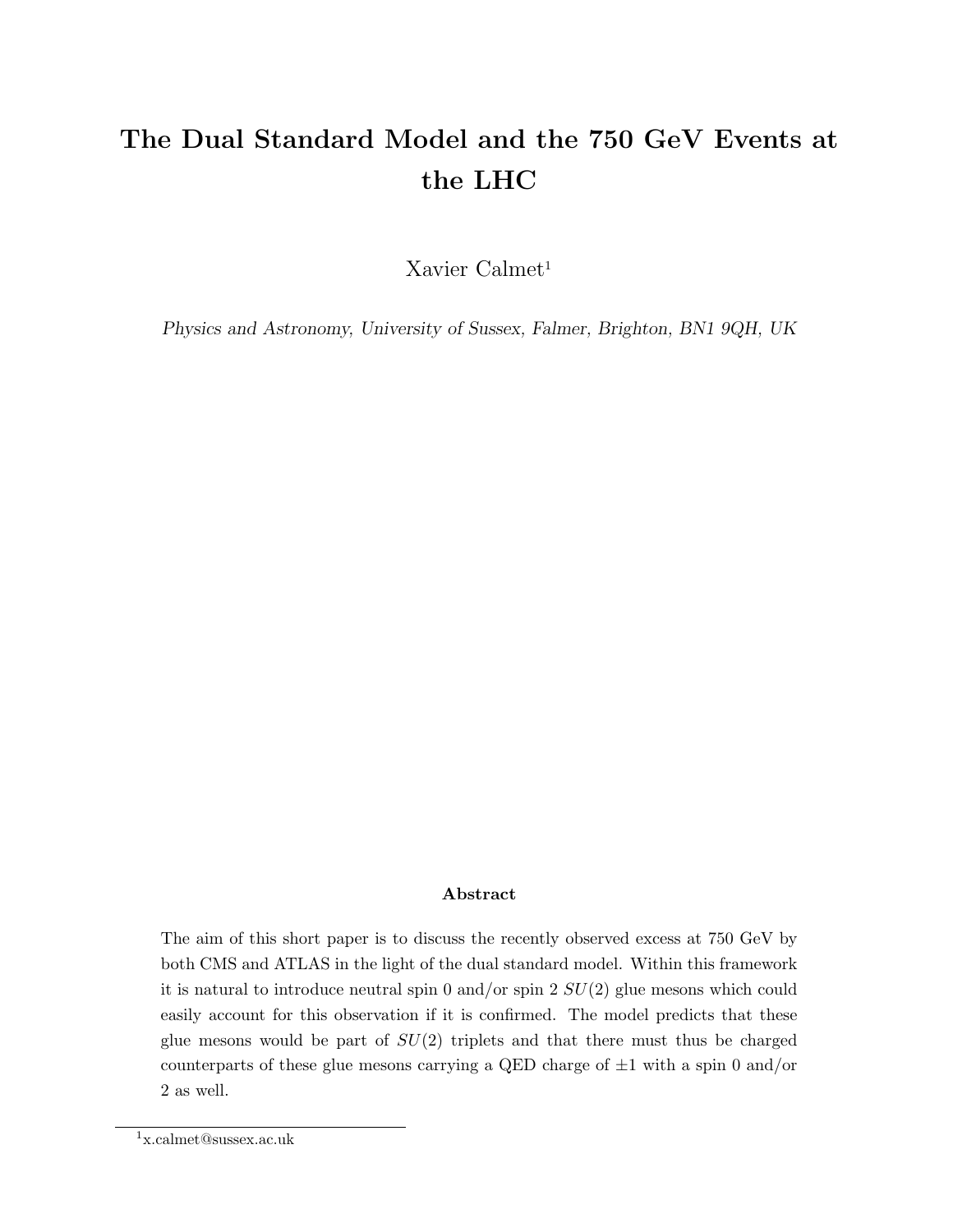# The Dual Standard Model and the 750 GeV Events at the LHC

Xavier Calmet[1]

*Physics and Astronomy, University of Sussex, Falmer, Brighton, BN1 9QH, UK*

### Abstract

The aim of this short paper is to discuss the recently observed excess at 750 GeV by both CMS and ATLAS in the light of the dual standard model. Within this framework it is natural to introduce neutral spin 0 and/or spin 2 $SU(2)$ glue mesons which could easily account for this observation if it is confirmed. The model predicts that these glue mesons would be part of $SU(2)$ triplets and that there must thus be charged counterparts of these glue mesons carrying a QED charge of $\pm 1$ with a spin 0 and/or 2 as well.

---

[1] x.calmet@sussex.ac.uk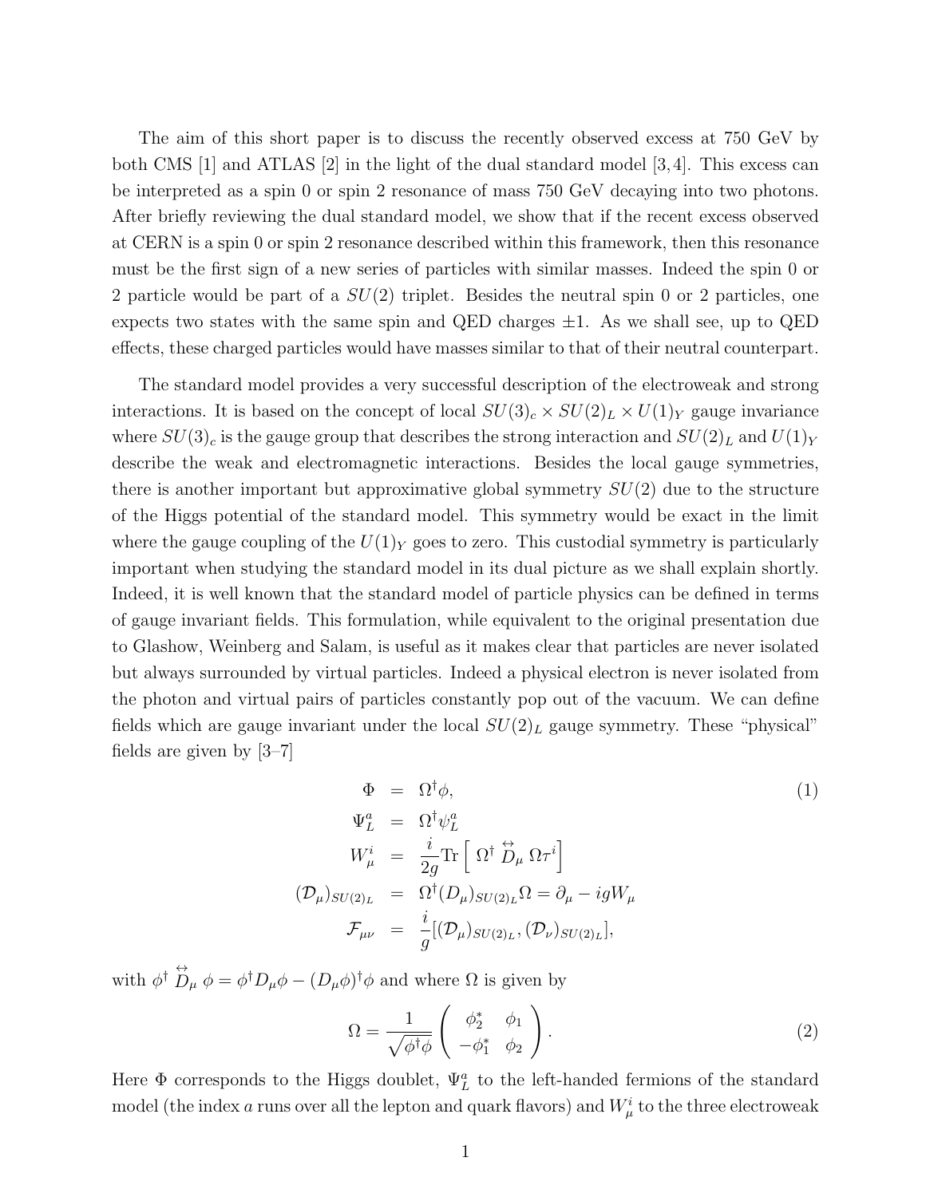The aim of this short paper is to discuss the recently observed excess at 750 GeV by both CMS [1] and ATLAS [2] in the light of the dual standard model [3,4]. This excess can be interpreted as a spin 0 or spin 2 resonance of mass 750 GeV decaying into two photons. After briefly reviewing the dual standard model, we show that if the recent excess observed at CERN is a spin 0 or spin 2 resonance described within this framework, then this resonance must be the first sign of a new series of particles with similar masses. Indeed the spin 0 or 2 particle would be part of a $SU(2)$ triplet. Besides the neutral spin 0 or 2 particles, one expects two states with the same spin and QED charges $\pm 1$. As we shall see, up to QED effects, these charged particles would have masses similar to that of their neutral counterpart.

The standard model provides a very successful description of the electroweak and strong interactions. It is based on the concept of local $SU(3)_c \times SU(2)_L \times U(1)_Y$ gauge invariance where $SU(3)_c$ is the gauge group that describes the strong interaction and $SU(2)_L$ and $U(1)_Y$ describe the weak and electromagnetic interactions. Besides the local gauge symmetries, there is another important but approximative global symmetry $SU(2)$ due to the structure of the Higgs potential of the standard model. This symmetry would be exact in the limit where the gauge coupling of the $U(1)_Y$ goes to zero. This custodial symmetry is particularly important when studying the standard model in its dual picture as we shall explain shortly. Indeed, it is well known that the standard model of particle physics can be defined in terms of gauge invariant fields. This formulation, while equivalent to the original presentation due to Glashow, Weinberg and Salam, is useful as it makes clear that particles are never isolated but always surrounded by virtual particles. Indeed a physical electron is never isolated from the photon and virtual pairs of particles constantly pop out of the vacuum. We can define fields which are gauge invariant under the local $SU(2)_L$ gauge symmetry. These "physical" fields are given by [3–7]

$$
\begin{aligned}
\Phi &= \Omega^\dagger \phi, \qquad\qquad (1)\\
\Psi^a_L &= \Omega^\dagger \psi^a_L \\
W^i_\mu &= \frac{i}{2g} \mathrm{Tr}\left[ \Omega^\dagger \overleftrightarrow{D}_\mu \Omega \tau^i \right] \\
(\mathcal{D}_\mu)_{SU(2)_L} &= \Omega^\dagger (D_\mu)_{SU(2)_L} \Omega = \partial_\mu - i g W_\mu \\
\mathcal{F}_{\mu\nu} &= \frac{i}{g} [(\mathcal{D}_\mu)_{SU(2)_L}, (\mathcal{D}_\nu)_{SU(2)_L}],
\end{aligned}
$$

with $\phi^\dagger \overleftrightarrow{D}_\mu \phi = \phi^\dagger D_\mu \phi - (D_\mu \phi)^\dagger \phi$ and where $\Omega$ is given by

$$
\Omega = \frac{1}{\sqrt{\phi^\dagger \phi}} \begin{pmatrix} \phi_2^* & \phi_1 \\ -\phi_1^* & \phi_2 \end{pmatrix}. \qquad (2)
$$

Here $\Phi$ corresponds to the Higgs doublet, $\Psi^a_L$ to the left-handed fermions of the standard model (the index $a$ runs over all the lepton and quark flavors) and $W^i_\mu$ to the three electroweak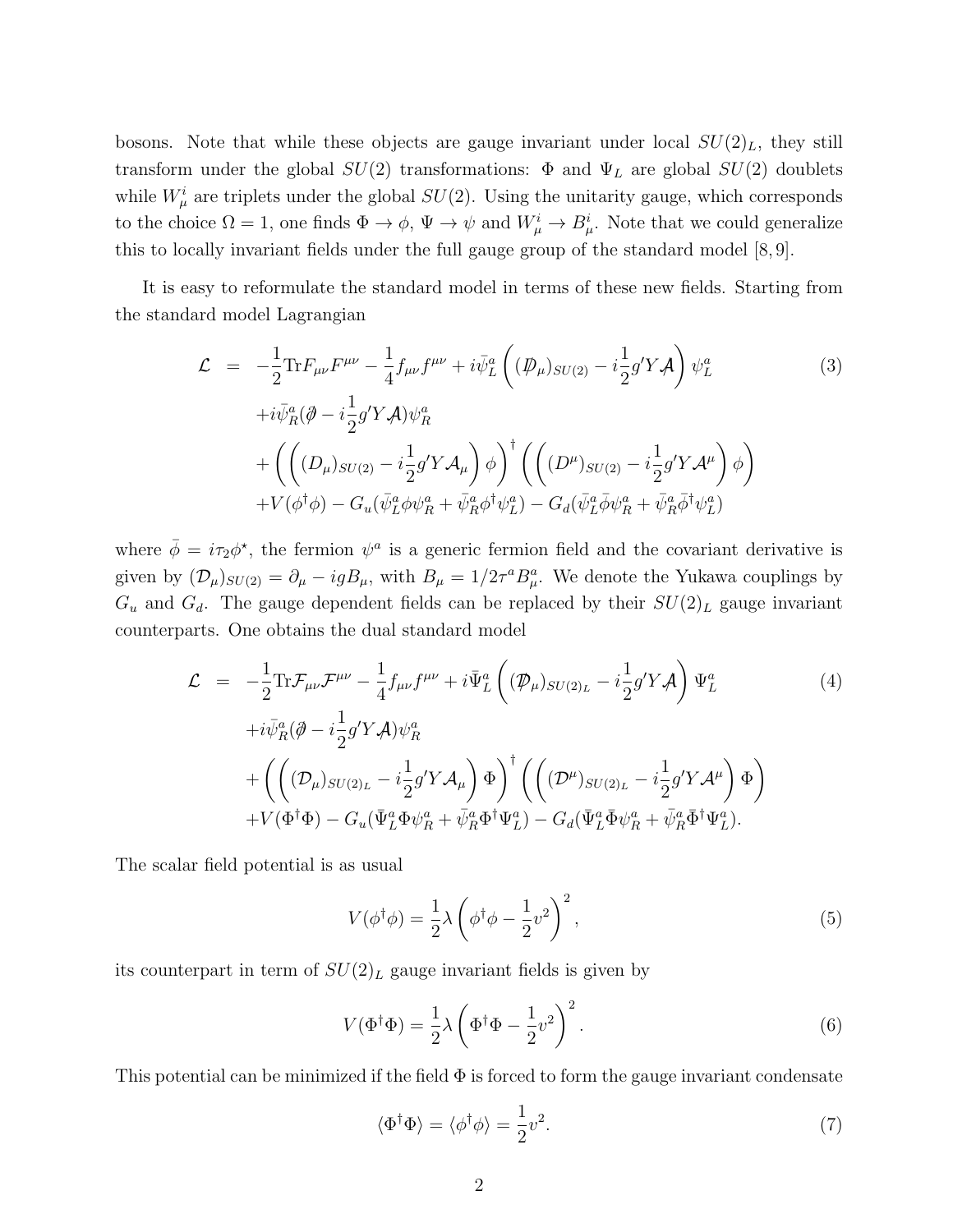bosons. Note that while these objects are gauge invariant under local $SU(2)_L$, they still transform under the global $SU(2)$ transformations: $\Phi$ and $\Psi_L$ are global $SU(2)$ doublets while $W^i_\mu$ are triplets under the global $SU(2)$. Using the unitarity gauge, which corresponds to the choice $\Omega = 1$, one finds $\Phi \to \phi$, $\Psi \to \psi$ and $W^i_\mu \to B^i_\mu$. Note that we could generalize this to locally invariant fields under the full gauge group of the standard model [8, 9].

It is easy to reformulate the standard model in terms of these new fields. Starting from the standard model Lagrangian

$$
\begin{aligned}
\mathcal{L} \;=\; & -\frac{1}{2}\mathrm{Tr}F_{\mu\nu}F^{\mu\nu} - \frac{1}{4}f_{\mu\nu}f^{\mu\nu} + i\bar{\psi}^a_L\left((\not{D}_\mu)_{SU(2)} - i\frac{1}{2}g'Y\not{\mathcal{A}}\right)\psi^a_L \\
& + i\bar{\psi}^a_R(\not{\partial} - i\frac{1}{2}g'Y\not{\mathcal{A}})\psi^a_R \\
& + \left(\left((D_\mu)_{SU(2)} - i\frac{1}{2}g'Y\mathcal{A}_\mu\right)\phi\right)^\dagger \left(\left((D^\mu)_{SU(2)} - i\frac{1}{2}g'Y\mathcal{A}^\mu\right)\phi\right) \\
& + V(\phi^\dagger\phi) - G_u(\bar{\psi}^a_L\phi\psi^a_R + \bar{\psi}^a_R\phi^\dagger\psi^a_L) - G_d(\bar{\psi}^a_L\bar{\phi}\psi^a_R + \bar{\psi}^a_R\bar{\phi}^\dagger\psi^a_L)
\end{aligned}
\tag{3}
$$

where $\bar{\phi} = i\tau_2\phi^\star$, the fermion $\psi^a$ is a generic fermion field and the covariant derivative is given by $(\mathcal{D}_\mu)_{SU(2)} = \partial_\mu - igB_\mu$, with $B_\mu = 1/2\tau^a B^a_\mu$. We denote the Yukawa couplings by $G_u$ and $G_d$. The gauge dependent fields can be replaced by their $SU(2)_L$ gauge invariant counterparts. One obtains the dual standard model

$$
\begin{aligned}
\mathcal{L} \;=\; & -\frac{1}{2}\mathrm{Tr}\mathcal{F}_{\mu\nu}\mathcal{F}^{\mu\nu} - \frac{1}{4}f_{\mu\nu}f^{\mu\nu} + i\bar{\Psi}^a_L\left((\not{\mathcal{D}}_\mu)_{SU(2)_L} - i\frac{1}{2}g'Y\not{\mathcal{A}}\right)\Psi^a_L \\
& + i\bar{\psi}^a_R(\not{\partial} - i\frac{1}{2}g'Y\not{\mathcal{A}})\psi^a_R \\
& + \left(\left((\mathcal{D}_\mu)_{SU(2)_L} - i\frac{1}{2}g'Y\mathcal{A}_\mu\right)\Phi\right)^\dagger \left(\left((\mathcal{D}^\mu)_{SU(2)_L} - i\frac{1}{2}g'Y\mathcal{A}^\mu\right)\Phi\right) \\
& + V(\Phi^\dagger\Phi) - G_u(\bar{\Psi}^a_L\Phi\psi^a_R + \bar{\psi}^a_R\Phi^\dagger\Psi^a_L) - G_d(\bar{\Psi}^a_L\bar{\Phi}\psi^a_R + \bar{\psi}^a_R\bar{\Phi}^\dagger\Psi^a_L).
\end{aligned}
\tag{4}
$$

The scalar field potential is as usual

$$
V(\phi^\dagger\phi) = \frac{1}{2}\lambda\left(\phi^\dagger\phi - \frac{1}{2}v^2\right)^2,
\tag{5}
$$

its counterpart in term of $SU(2)_L$ gauge invariant fields is given by

$$
V(\Phi^\dagger\Phi) = \frac{1}{2}\lambda\left(\Phi^\dagger\Phi - \frac{1}{2}v^2\right)^2.
\tag{6}
$$

This potential can be minimized if the field $\Phi$ is forced to form the gauge invariant condensate

$$
\langle\Phi^\dagger\Phi\rangle = \langle\phi^\dagger\phi\rangle = \frac{1}{2}v^2.
\tag{7}
$$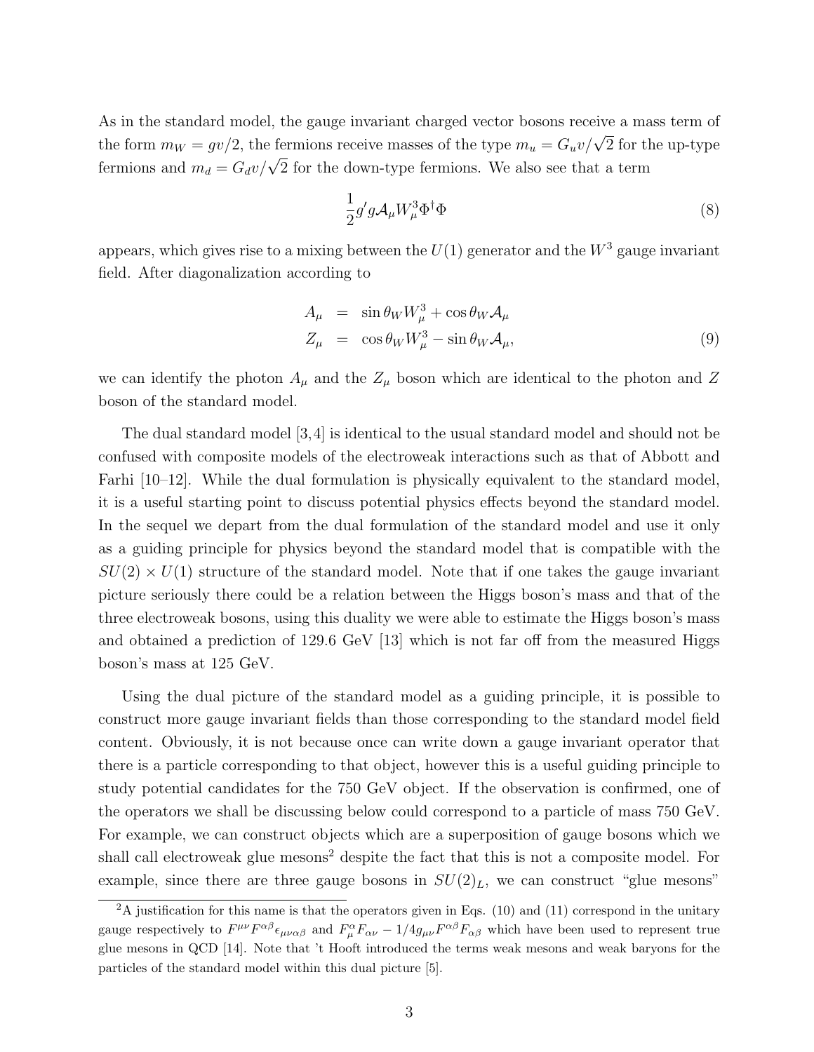As in the standard model, the gauge invariant charged vector bosons receive a mass term of the form $m_W = gv/2$, the fermions receive masses of the type $m_u = G_u v/\sqrt{2}$ for the up-type fermions and $m_d = G_d v/\sqrt{2}$ for the down-type fermions. We also see that a term

$$\frac{1}{2} g' g \mathcal{A}_\mu W^3_\mu \Phi^\dagger \Phi \tag{8}$$

appears, which gives rise to a mixing between the $U(1)$ generator and the $W^3$ gauge invariant field. After diagonalization according to

$$\begin{aligned} A_\mu &= \sin\theta_W W^3_\mu + \cos\theta_W \mathcal{A}_\mu \\ Z_\mu &= \cos\theta_W W^3_\mu - \sin\theta_W \mathcal{A}_\mu, \end{aligned} \tag{9}$$

we can identify the photon $A_\mu$ and the $Z_\mu$ boson which are identical to the photon and $Z$ boson of the standard model.

The dual standard model [3,4] is identical to the usual standard model and should not be confused with composite models of the electroweak interactions such as that of Abbott and Farhi [10–12]. While the dual formulation is physically equivalent to the standard model, it is a useful starting point to discuss potential physics effects beyond the standard model. In the sequel we depart from the dual formulation of the standard model and use it only as a guiding principle for physics beyond the standard model that is compatible with the $SU(2) \times U(1)$ structure of the standard model. Note that if one takes the gauge invariant picture seriously there could be a relation between the Higgs boson's mass and that of the three electroweak bosons, using this duality we were able to estimate the Higgs boson's mass and obtained a prediction of 129.6 GeV [13] which is not far off from the measured Higgs boson's mass at 125 GeV.

Using the dual picture of the standard model as a guiding principle, it is possible to construct more gauge invariant fields than those corresponding to the standard model field content. Obviously, it is not because once can write down a gauge invariant operator that there is a particle corresponding to that object, however this is a useful guiding principle to study potential candidates for the 750 GeV object. If the observation is confirmed, one of the operators we shall be discussing below could correspond to a particle of mass 750 GeV. For example, we can construct objects which are a superposition of gauge bosons which we shall call electroweak glue mesons[2] despite the fact that this is not a composite model. For example, since there are three gauge bosons in $SU(2)_L$, we can construct "glue mesons"

[2] A justification for this name is that the operators given in Eqs. (10) and (11) correspond in the unitary gauge respectively to $F^{\mu\nu} F^{\alpha\beta} \epsilon_{\mu\nu\alpha\beta}$ and $F^\alpha_\mu F_{\alpha\nu} - 1/4 g_{\mu\nu} F^{\alpha\beta} F_{\alpha\beta}$ which have been used to represent true glue mesons in QCD [14]. Note that 't Hooft introduced the terms weak mesons and weak baryons for the particles of the standard model within this dual picture [5].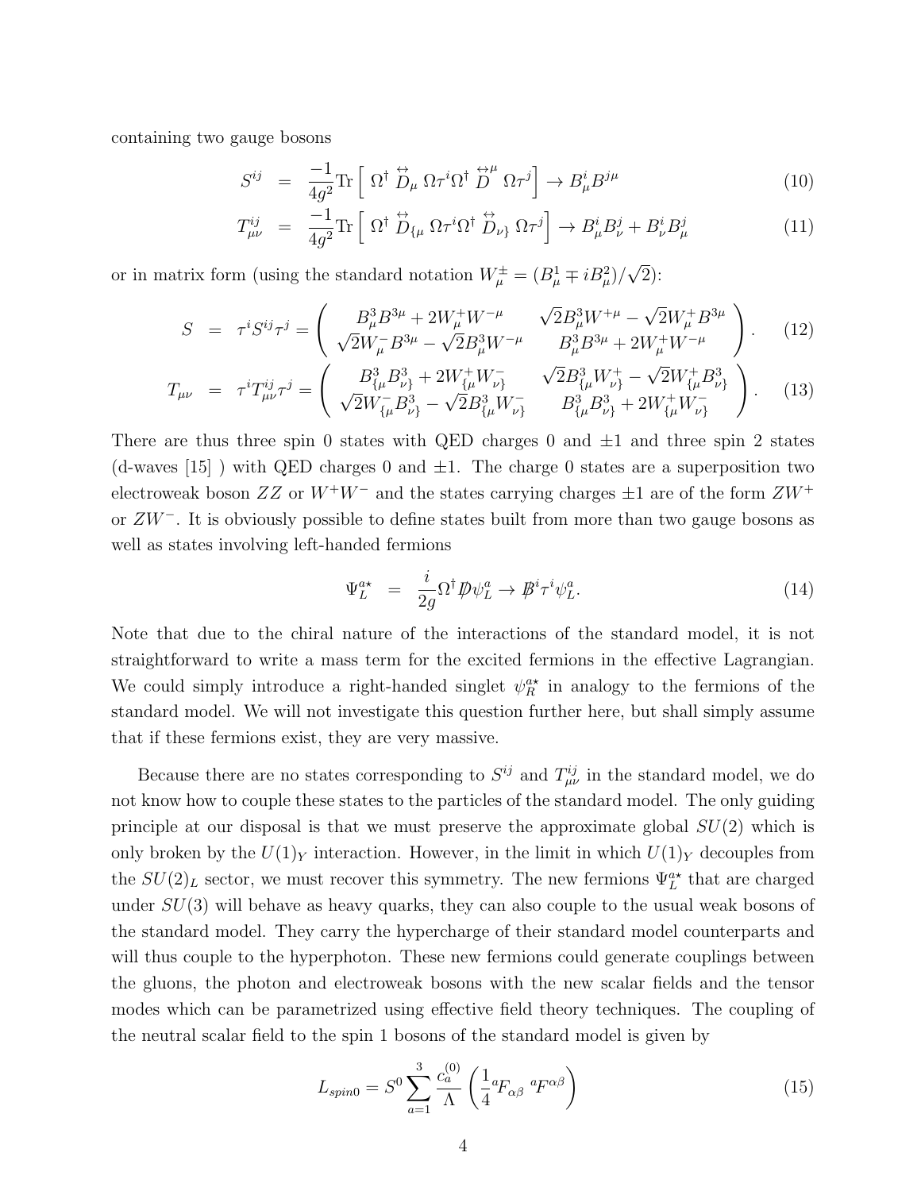containing two gauge bosons

$$S^{ij} = \frac{-1}{4g^2}\mathrm{Tr}\left[\ \Omega^\dagger \overset{\leftrightarrow}{D}_\mu \Omega\tau^i\Omega^\dagger \overset{\leftrightarrow\mu}{D} \Omega\tau^j\right] \to B^i_\mu B^{j\mu} \tag{10}$$

$$T^{ij}_{\mu\nu} = \frac{-1}{4g^2}\mathrm{Tr}\left[\ \Omega^\dagger \overset{\leftrightarrow}{D}_{\{\mu} \Omega\tau^i\Omega^\dagger \overset{\leftrightarrow}{D}_{\nu\}} \Omega\tau^j\right] \to B^i_\mu B^j_\nu + B^i_\nu B^j_\mu \tag{11}$$

or in matrix form (using the standard notation $W^\pm_\mu = (B^1_\mu \mp iB^2_\mu)/\sqrt{2}$):

$$S = \tau^i S^{ij}\tau^j = \begin{pmatrix} B^3_\mu B^{3\mu} + 2W^+_\mu W^{-\mu} & \sqrt{2}B^3_\mu W^{+\mu} - \sqrt{2}W^+_\mu B^{3\mu} \\ \sqrt{2}W^-_\mu B^{3\mu} - \sqrt{2}B^3_\mu W^{-\mu} & B^3_\mu B^{3\mu} + 2W^+_\mu W^{-\mu} \end{pmatrix}. \tag{12}$$

$$T_{\mu\nu} = \tau^i T^{ij}_{\mu\nu}\tau^j = \begin{pmatrix} B^3_{\{\mu}B^3_{\nu\}} + 2W^+_{\{\mu}W^-_{\nu\}} & \sqrt{2}B^3_{\{\mu}W^+_{\nu\}} - \sqrt{2}W^+_{\{\mu}B^3_{\nu\}} \\ \sqrt{2}W^-_{\{\mu}B^3_{\nu\}} - \sqrt{2}B^3_{\{\mu}W^-_{\nu\}} & B^3_{\{\mu}B^3_{\nu\}} + 2W^+_{\{\mu}W^-_{\nu\}} \end{pmatrix}. \tag{13}$$

There are thus three spin 0 states with QED charges 0 and $\pm 1$ and three spin 2 states (d-waves [15] ) with QED charges 0 and $\pm 1$. The charge 0 states are a superposition two electroweak boson $ZZ$ or $W^+W^-$ and the states carrying charges $\pm 1$ are of the form $ZW^+$ or $ZW^-$. It is obviously possible to define states built from more than two gauge bosons as well as states involving left-handed fermions

$$\Psi^{a\star}_L = \frac{i}{2g}\Omega^\dagger \not{D}\psi^a_L \to \not{B}^i\tau^i\psi^a_L. \tag{14}$$

Note that due to the chiral nature of the interactions of the standard model, it is not straightforward to write a mass term for the excited fermions in the effective Lagrangian. We could simply introduce a right-handed singlet $\psi^{a\star}_R$ in analogy to the fermions of the standard model. We will not investigate this question further here, but shall simply assume that if these fermions exist, they are very massive.

Because there are no states corresponding to $S^{ij}$ and $T^{ij}_{\mu\nu}$ in the standard model, we do not know how to couple these states to the particles of the standard model. The only guiding principle at our disposal is that we must preserve the approximate global $SU(2)$ which is only broken by the $U(1)_Y$ interaction. However, in the limit in which $U(1)_Y$ decouples from the $SU(2)_L$ sector, we must recover this symmetry. The new fermions $\Psi^{a\star}_L$ that are charged under $SU(3)$ will behave as heavy quarks, they can also couple to the usual weak bosons of the standard model. They carry the hypercharge of their standard model counterparts and will thus couple to the hyperphoton. These new fermions could generate couplings between the gluons, the photon and electroweak bosons with the new scalar fields and the tensor modes which can be parametrized using effective field theory techniques. The coupling of the neutral scalar field to the spin 1 bosons of the standard model is given by

$$L_{spin0} = S^0 \sum_{a=1}^{3} \frac{c^{(0)}_a}{\Lambda}\left(\frac{1}{4}{}^aF_{\alpha\beta}\ {}^aF^{\alpha\beta}\right) \tag{15}$$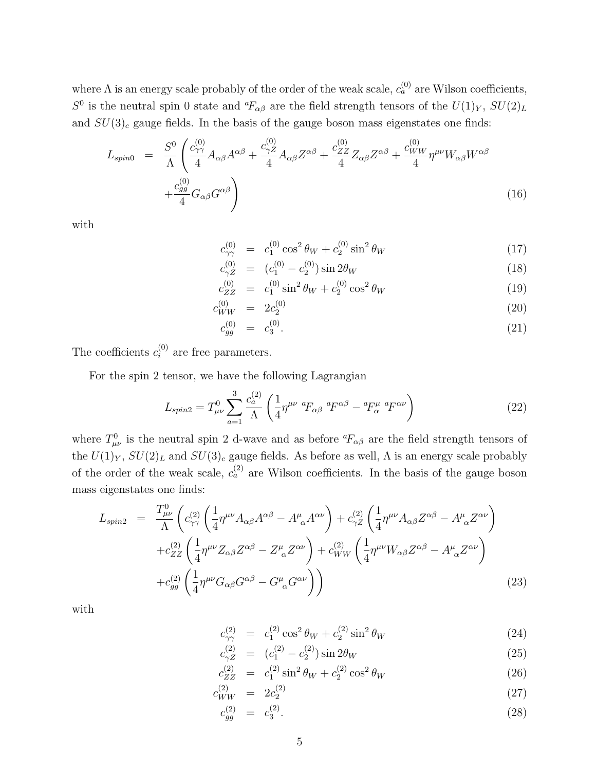where $\Lambda$ is an energy scale probably of the order of the weak scale, $c_a^{(0)}$ are Wilson coefficients, $S^0$ is the neutral spin 0 state and ${}^aF_{\alpha\beta}$ are the field strength tensors of the $U(1)_Y$, $SU(2)_L$ and $SU(3)_c$ gauge fields. In the basis of the gauge boson mass eigenstates one finds:

$$
\begin{aligned}
L_{spin0} \;=\; & \frac{S^0}{\Lambda}\left(\frac{c_{\gamma\gamma}^{(0)}}{4}A_{\alpha\beta}A^{\alpha\beta}+\frac{c_{\gamma Z}^{(0)}}{4}A_{\alpha\beta}Z^{\alpha\beta}+\frac{c_{ZZ}^{(0)}}{4}Z_{\alpha\beta}Z^{\alpha\beta}+\frac{c_{WW}^{(0)}}{4}\eta^{\mu\nu}W_{\alpha\beta}W^{\alpha\beta}\right. \\
& \left.+\frac{c_{gg}^{(0)}}{4}G_{\alpha\beta}G^{\alpha\beta}\right)
\end{aligned} \tag{16}
$$

with

$$c_{\gamma\gamma}^{(0)} = c_1^{(0)}\cos^2\theta_W + c_2^{(0)}\sin^2\theta_W \tag{17}$$

$$c_{\gamma Z}^{(0)} = (c_1^{(0)} - c_2^{(0)})\sin 2\theta_W \tag{18}$$

$$c_{ZZ}^{(0)} = c_1^{(0)}\sin^2\theta_W + c_2^{(0)}\cos^2\theta_W \tag{19}$$

$$c_{WW}^{(0)} = 2c_2^{(0)} \tag{20}$$

$$c_{gg}^{(0)} = c_3^{(0)}. \tag{21}$$

The coefficients $c_i^{(0)}$ are free parameters.

For the spin 2 tensor, we have the following Lagrangian

$$L_{spin2} = T_{\mu\nu}^0 \sum_{a=1}^{3} \frac{c_a^{(2)}}{\Lambda}\left(\frac{1}{4}\eta^{\mu\nu}\ {}^aF_{\alpha\beta}\ {}^aF^{\alpha\beta} - {}^aF^{\mu}_{\ \alpha}\ {}^aF^{\alpha\nu}\right) \tag{22}$$

where $T_{\mu\nu}^0$ is the neutral spin 2 d-wave and as before ${}^aF_{\alpha\beta}$ are the field strength tensors of the $U(1)_Y$, $SU(2)_L$ and $SU(3)_c$ gauge fields. As before as well, $\Lambda$ is an energy scale probably of the order of the weak scale, $c_a^{(2)}$ are Wilson coefficients. In the basis of the gauge boson mass eigenstates one finds:

$$
\begin{aligned}
L_{spin2} \;=\; & \frac{T_{\mu\nu}^0}{\Lambda}\left(c_{\gamma\gamma}^{(2)}\left(\frac{1}{4}\eta^{\mu\nu}A_{\alpha\beta}A^{\alpha\beta} - A^{\mu}_{\ \alpha}A^{\alpha\nu}\right) + c_{\gamma Z}^{(2)}\left(\frac{1}{4}\eta^{\mu\nu}A_{\alpha\beta}Z^{\alpha\beta} - A^{\mu}_{\ \alpha}Z^{\alpha\nu}\right)\right. \\
& + c_{ZZ}^{(2)}\left(\frac{1}{4}\eta^{\mu\nu}Z_{\alpha\beta}Z^{\alpha\beta} - Z^{\mu}_{\ \alpha}Z^{\alpha\nu}\right) + c_{WW}^{(2)}\left(\frac{1}{4}\eta^{\mu\nu}W_{\alpha\beta}Z^{\alpha\beta} - A^{\mu}_{\ \alpha}Z^{\alpha\nu}\right) \\
& \left.+ c_{gg}^{(2)}\left(\frac{1}{4}\eta^{\mu\nu}G_{\alpha\beta}G^{\alpha\beta} - G^{\mu}_{\ \alpha}G^{\alpha\nu}\right)\right)
\end{aligned} \tag{23}
$$

with

$$c_{\gamma\gamma}^{(2)} = c_1^{(2)}\cos^2\theta_W + c_2^{(2)}\sin^2\theta_W \tag{24}$$

$$c_{\gamma Z}^{(2)} = (c_1^{(2)} - c_2^{(2)})\sin 2\theta_W \tag{25}$$

$$c_{ZZ}^{(2)} = c_1^{(2)}\sin^2\theta_W + c_2^{(2)}\cos^2\theta_W \tag{26}$$

$$c_{WW}^{(2)} = 2c_2^{(2)} \tag{27}$$

$$c_{gg}^{(2)} = c_3^{(2)}. \tag{28}$$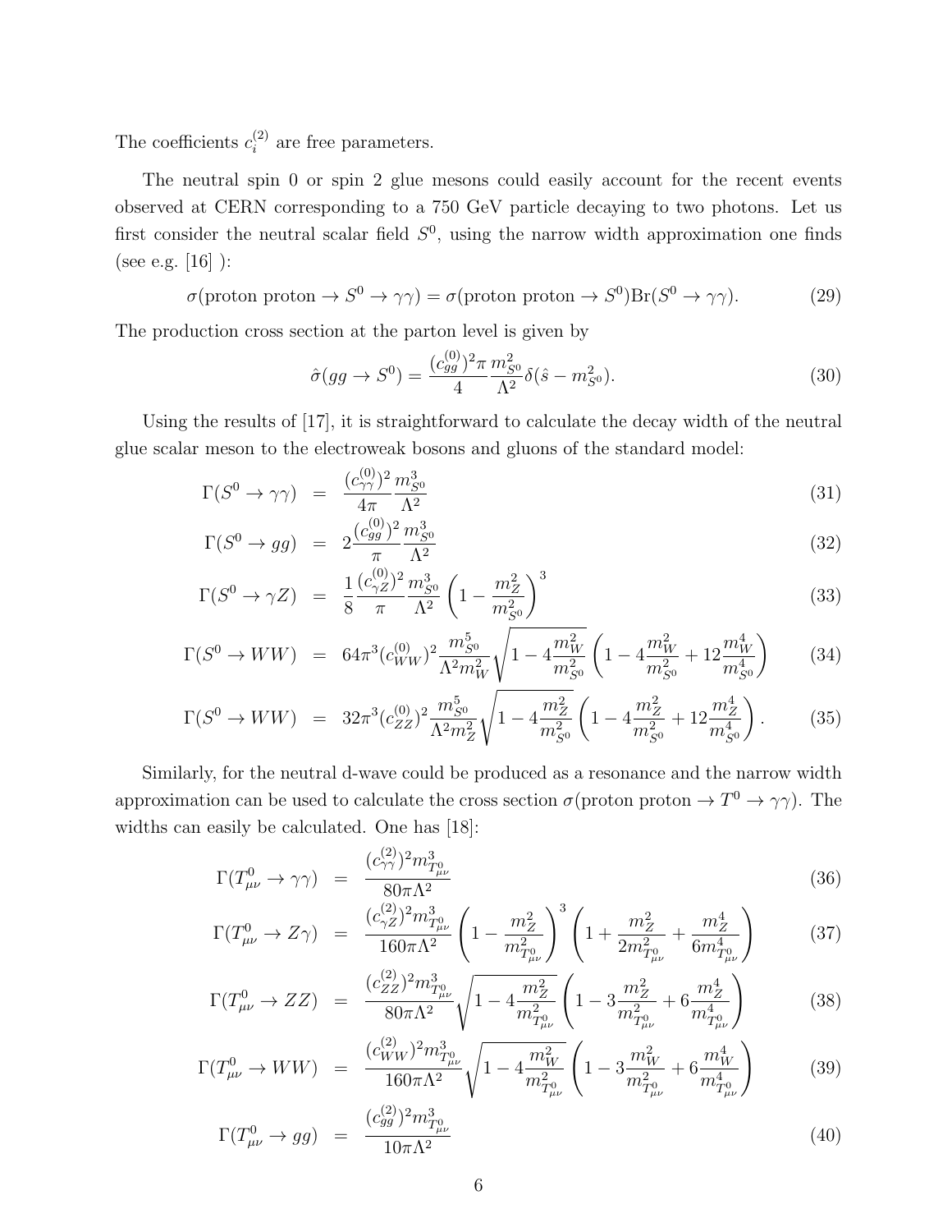The coefficients $c_i^{(2)}$ are free parameters.

The neutral spin 0 or spin 2 glue mesons could easily account for the recent events observed at CERN corresponding to a 750 GeV particle decaying to two photons. Let us first consider the neutral scalar field $S^0$, using the narrow width approximation one finds (see e.g. [16] ):

$$\sigma(\text{proton proton} \to S^0 \to \gamma\gamma) = \sigma(\text{proton proton} \to S^0)\text{Br}(S^0 \to \gamma\gamma). \tag{29}$$

The production cross section at the parton level is given by

$$\hat{\sigma}(gg \to S^0) = \frac{(c_{gg}^{(0)})^2 \pi}{4} \frac{m_{S^0}^2}{\Lambda^2} \delta(\hat{s} - m_{S^0}^2). \tag{30}$$

Using the results of [17], it is straightforward to calculate the decay width of the neutral glue scalar meson to the electroweak bosons and gluons of the standard model:

$$\Gamma(S^0 \to \gamma\gamma) = \frac{(c_{\gamma\gamma}^{(0)})^2}{4\pi} \frac{m_{S^0}^3}{\Lambda^2} \tag{31}$$

$$\Gamma(S^0 \to gg) = 2\frac{(c_{gg}^{(0)})^2}{\pi} \frac{m_{S^0}^3}{\Lambda^2} \tag{32}$$

$$\Gamma(S^0 \to \gamma Z) = \frac{1}{8} \frac{(c_{\gamma Z}^{(0)})^2}{\pi} \frac{m_{S^0}^3}{\Lambda^2} \left(1 - \frac{m_Z^2}{m_{S^0}^2}\right)^3 \tag{33}$$

$$\Gamma(S^0 \to WW) = 64\pi^3 (c_{WW}^{(0)})^2 \frac{m_{S^0}^5}{\Lambda^2 m_W^2} \sqrt{1 - 4\frac{m_W^2}{m_{S^0}^2}} \left(1 - 4\frac{m_W^2}{m_{S^0}^2} + 12\frac{m_W^4}{m_{S^0}^4}\right) \tag{34}$$

$$\Gamma(S^0 \to WW) = 32\pi^3 (c_{ZZ}^{(0)})^2 \frac{m_{S^0}^5}{\Lambda^2 m_Z^2} \sqrt{1 - 4\frac{m_Z^2}{m_{S^0}^2}} \left(1 - 4\frac{m_Z^2}{m_{S^0}^2} + 12\frac{m_Z^4}{m_{S^0}^4}\right). \tag{35}$$

Similarly, for the neutral d-wave could be produced as a resonance and the narrow width approximation can be used to calculate the cross section $\sigma(\text{proton proton} \to T^0 \to \gamma\gamma)$. The widths can easily be calculated. One has [18]:

$$\Gamma(T_{\mu\nu}^0 \to \gamma\gamma) = \frac{(c_{\gamma\gamma}^{(2)})^2 m_{T_{\mu\nu}^0}^3}{80\pi\Lambda^2} \tag{36}$$

$$\Gamma(T_{\mu\nu}^0 \to Z\gamma) = \frac{(c_{\gamma Z}^{(2)})^2 m_{T_{\mu\nu}^0}^3}{160\pi\Lambda^2} \left(1 - \frac{m_Z^2}{m_{T_{\mu\nu}^0}^2}\right)^3 \left(1 + \frac{m_Z^2}{2m_{T_{\mu\nu}^0}^2} + \frac{m_Z^4}{6m_{T_{\mu\nu}^0}^4}\right) \tag{37}$$

$$\Gamma(T_{\mu\nu}^0 \to ZZ) = \frac{(c_{ZZ}^{(2)})^2 m_{T_{\mu\nu}^0}^3}{80\pi\Lambda^2} \sqrt{1 - 4\frac{m_Z^2}{m_{T_{\mu\nu}^0}^2}} \left(1 - 3\frac{m_Z^2}{m_{T_{\mu\nu}^0}^2} + 6\frac{m_Z^4}{m_{T_{\mu\nu}^0}^4}\right) \tag{38}$$

$$\Gamma(T_{\mu\nu}^0 \to WW) = \frac{(c_{WW}^{(2)})^2 m_{T_{\mu\nu}^0}^3}{160\pi\Lambda^2} \sqrt{1 - 4\frac{m_W^2}{m_{T_{\mu\nu}^0}^2}} \left(1 - 3\frac{m_W^2}{m_{T_{\mu\nu}^0}^2} + 6\frac{m_W^4}{m_{T_{\mu\nu}^0}^4}\right) \tag{39}$$

$$\Gamma(T_{\mu\nu}^0 \to gg) = \frac{(c_{gg}^{(2)})^2 m_{T_{\mu\nu}^0}^3}{10\pi\Lambda^2} \tag{40}$$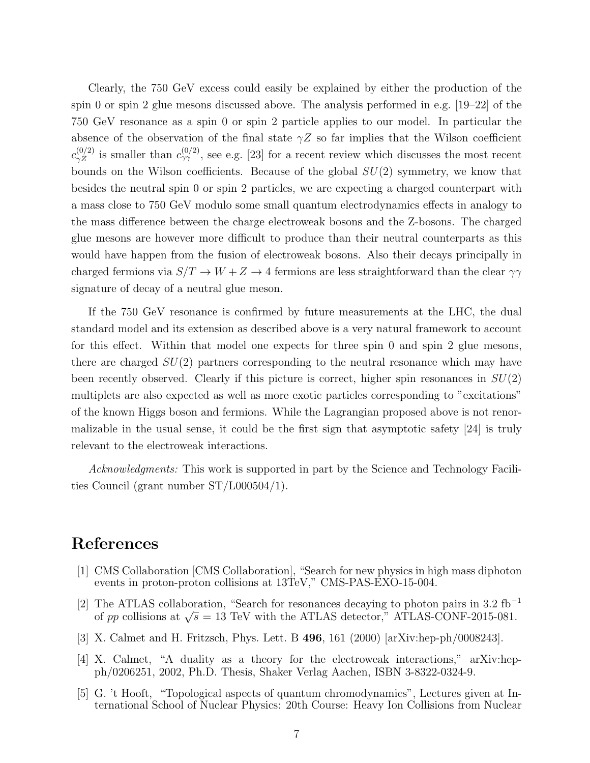Clearly, the 750 GeV excess could easily be explained by either the production of the spin 0 or spin 2 glue mesons discussed above. The analysis performed in e.g. [19–22] of the 750 GeV resonance as a spin 0 or spin 2 particle applies to our model. In particular the absence of the observation of the final state $\gamma Z$ so far implies that the Wilson coefficient $c_{\gamma Z}^{(0/2)}$ is smaller than $c_{\gamma\gamma}^{(0/2)}$, see e.g. [23] for a recent review which discusses the most recent bounds on the Wilson coefficients. Because of the global $SU(2)$ symmetry, we know that besides the neutral spin 0 or spin 2 particles, we are expecting a charged counterpart with a mass close to 750 GeV modulo some small quantum electrodynamics effects in analogy to the mass difference between the charge electroweak bosons and the Z-bosons. The charged glue mesons are however more difficult to produce than their neutral counterparts as this would have happen from the fusion of electroweak bosons. Also their decays principally in charged fermions via $S/T \to W + Z \to 4$ fermions are less straightforward than the clear $\gamma\gamma$ signature of decay of a neutral glue meson.

If the 750 GeV resonance is confirmed by future measurements at the LHC, the dual standard model and its extension as described above is a very natural framework to account for this effect. Within that model one expects for three spin 0 and spin 2 glue mesons, there are charged $SU(2)$ partners corresponding to the neutral resonance which may have been recently observed. Clearly if this picture is correct, higher spin resonances in $SU(2)$ multiplets are also expected as well as more exotic particles corresponding to "excitations" of the known Higgs boson and fermions. While the Lagrangian proposed above is not renormalizable in the usual sense, it could be the first sign that asymptotic safety [24] is truly relevant to the electroweak interactions.

*Acknowledgments:* This work is supported in part by the Science and Technology Facilities Council (grant number ST/L000504/1).

# References

[1] CMS Collaboration [CMS Collaboration], "Search for new physics in high mass diphoton events in proton-proton collisions at 13TeV," CMS-PAS-EXO-15-004.

[2] The ATLAS collaboration, "Search for resonances decaying to photon pairs in 3.2 fb$^{-1}$ of $pp$ collisions at $\sqrt{s} = 13$ TeV with the ATLAS detector," ATLAS-CONF-2015-081.

[3] X. Calmet and H. Fritzsch, Phys. Lett. B **496**, 161 (2000) [arXiv:hep-ph/0008243].

[4] X. Calmet, "A duality as a theory for the electroweak interactions," arXiv:hep-ph/0206251, 2002, Ph.D. Thesis, Shaker Verlag Aachen, ISBN 3-8322-0324-9.

[5] G. 't Hooft, "Topological aspects of quantum chromodynamics", Lectures given at International School of Nuclear Physics: 20th Course: Heavy Ion Collisions from Nuclear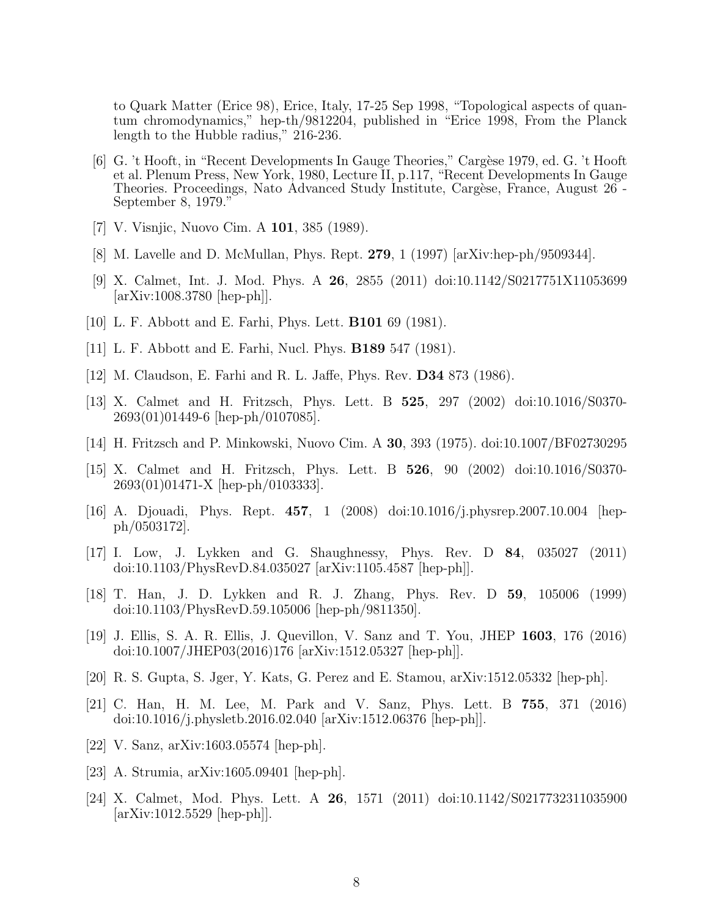to Quark Matter (Erice 98), Erice, Italy, 17-25 Sep 1998, "Topological aspects of quantum chromodynamics," hep-th/9812204, published in "Erice 1998, From the Planck length to the Hubble radius," 216-236.

[6] G. 't Hooft, in "Recent Developments In Gauge Theories," Cargèse 1979, ed. G. 't Hooft et al. Plenum Press, New York, 1980, Lecture II, p.117, "Recent Developments In Gauge Theories. Proceedings, Nato Advanced Study Institute, Cargèse, France, August 26 - September 8, 1979."

[7] V. Visnjic, Nuovo Cim. A **101**, 385 (1989).

[8] M. Lavelle and D. McMullan, Phys. Rept. **279**, 1 (1997) [arXiv:hep-ph/9509344].

[9] X. Calmet, Int. J. Mod. Phys. A **26**, 2855 (2011) doi:10.1142/S0217751X11053699 [arXiv:1008.3780 [hep-ph]].

[10] L. F. Abbott and E. Farhi, Phys. Lett. **B101** 69 (1981).

[11] L. F. Abbott and E. Farhi, Nucl. Phys. **B189** 547 (1981).

[12] M. Claudson, E. Farhi and R. L. Jaffe, Phys. Rev. **D34** 873 (1986).

[13] X. Calmet and H. Fritzsch, Phys. Lett. B **525**, 297 (2002) doi:10.1016/S0370-2693(01)01449-6 [hep-ph/0107085].

[14] H. Fritzsch and P. Minkowski, Nuovo Cim. A **30**, 393 (1975). doi:10.1007/BF02730295

[15] X. Calmet and H. Fritzsch, Phys. Lett. B **526**, 90 (2002) doi:10.1016/S0370-2693(01)01471-X [hep-ph/0103333].

[16] A. Djouadi, Phys. Rept. **457**, 1 (2008) doi:10.1016/j.physrep.2007.10.004 [hep-ph/0503172].

[17] I. Low, J. Lykken and G. Shaughnessy, Phys. Rev. D **84**, 035027 (2011) doi:10.1103/PhysRevD.84.035027 [arXiv:1105.4587 [hep-ph]].

[18] T. Han, J. D. Lykken and R. J. Zhang, Phys. Rev. D **59**, 105006 (1999) doi:10.1103/PhysRevD.59.105006 [hep-ph/9811350].

[19] J. Ellis, S. A. R. Ellis, J. Quevillon, V. Sanz and T. You, JHEP **1603**, 176 (2016) doi:10.1007/JHEP03(2016)176 [arXiv:1512.05327 [hep-ph]].

[20] R. S. Gupta, S. Jger, Y. Kats, G. Perez and E. Stamou, arXiv:1512.05332 [hep-ph].

[21] C. Han, H. M. Lee, M. Park and V. Sanz, Phys. Lett. B **755**, 371 (2016) doi:10.1016/j.physletb.2016.02.040 [arXiv:1512.06376 [hep-ph]].

[22] V. Sanz, arXiv:1603.05574 [hep-ph].

[23] A. Strumia, arXiv:1605.09401 [hep-ph].

[24] X. Calmet, Mod. Phys. Lett. A **26**, 1571 (2011) doi:10.1142/S0217732311035900 [arXiv:1012.5529 [hep-ph]].